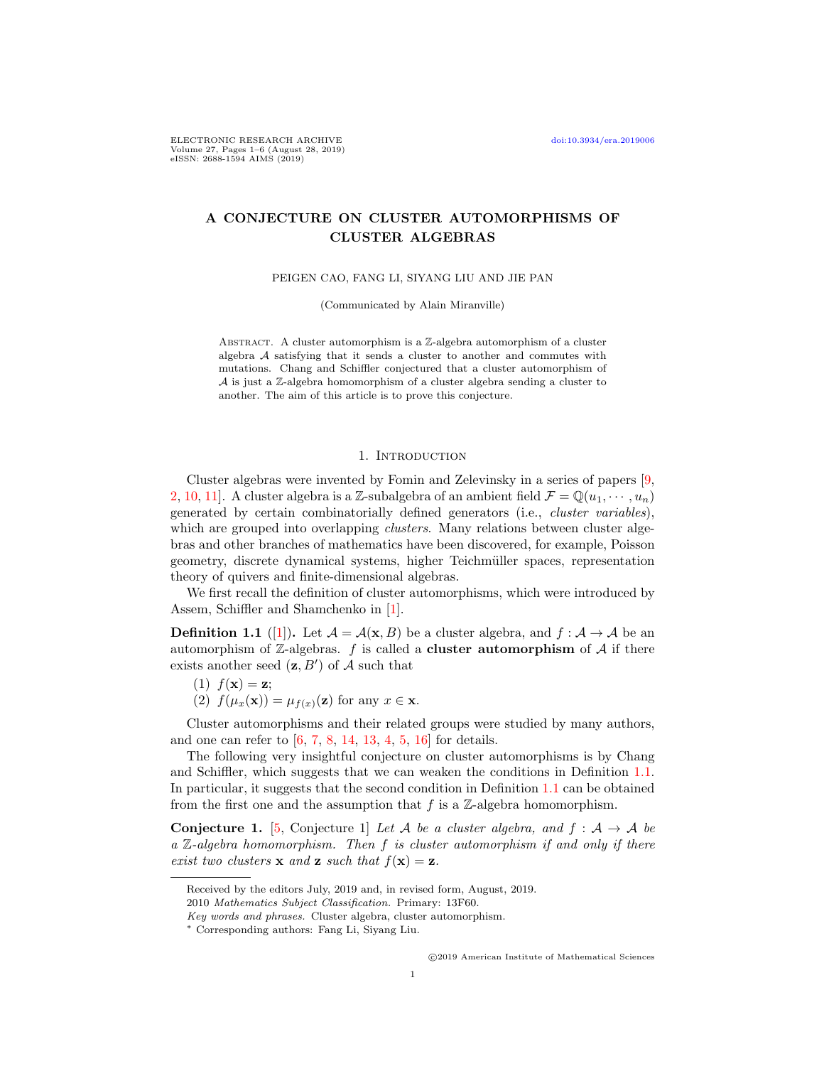# A CONJECTURE ON CLUSTER AUTOMORPHISMS OF CLUSTER ALGEBRAS

PEIGEN CAO, FANG LI, SIYANG LIU AND JIE PAN

(Communicated by Alain Miranville)

Abstract. A cluster automorphism is a $\mathbb{Z}$-algebra automorphism of a cluster algebra $\mathcal{A}$ satisfying that it sends a cluster to another and commutes with mutations. Chang and Schiffler conjectured that a cluster automorphism of $\mathcal{A}$ is just a $\mathbb{Z}$-algebra homomorphism of a cluster algebra sending a cluster to another. The aim of this article is to prove this conjecture.

## 1. Introduction

Cluster algebras were invented by Fomin and Zelevinsky in a series of papers [9, 2, 10, 11]. A cluster algebra is a $\mathbb{Z}$-subalgebra of an ambient field $\mathcal{F} = \mathbb{Q}(u_1, \cdots, u_n)$ generated by certain combinatorially defined generators (i.e., *cluster variables*), which are grouped into overlapping *clusters*. Many relations between cluster algebras and other branches of mathematics have been discovered, for example, Poisson geometry, discrete dynamical systems, higher Teichmüller spaces, representation theory of quivers and finite-dimensional algebras.

We first recall the definition of cluster automorphisms, which were introduced by Assem, Schiffler and Shamchenko in [1].

**Definition 1.1** ([1]). Let $\mathcal{A} = \mathcal{A}(\mathbf{x}, B)$ be a cluster algebra, and $f : \mathcal{A} \to \mathcal{A}$ be an automorphism of $\mathbb{Z}$-algebras. $f$ is called a **cluster automorphism** of $\mathcal{A}$ if there exists another seed $(\mathbf{z}, B')$ of $\mathcal{A}$ such that

(1) $f(\mathbf{x}) = \mathbf{z}$;
(2) $f(\mu_x(\mathbf{x})) = \mu_{f(x)}(\mathbf{z})$ for any $x \in \mathbf{x}$.

Cluster automorphisms and their related groups were studied by many authors, and one can refer to [6, 7, 8, 14, 13, 4, 5, 16] for details.

The following very insightful conjecture on cluster automorphisms is by Chang and Schiffler, which suggests that we can weaken the conditions in Definition 1.1. In particular, it suggests that the second condition in Definition 1.1 can be obtained from the first one and the assumption that $f$ is a $\mathbb{Z}$-algebra homomorphism.

**Conjecture 1.** [5, Conjecture 1] *Let $\mathcal{A}$ be a cluster algebra, and $f : \mathcal{A} \to \mathcal{A}$ be a $\mathbb{Z}$-algebra homomorphism. Then $f$ is cluster automorphism if and only if there exist two clusters $\mathbf{x}$ and $\mathbf{z}$ such that $f(\mathbf{x}) = \mathbf{z}$.*

---

Received by the editors July, 2019 and, in revised form, August, 2019.

2010 *Mathematics Subject Classification.* Primary: 13F60.

*Key words and phrases.* Cluster algebra, cluster automorphism.

* Corresponding authors: Fang Li, Siyang Liu.

©2019 American Institute of Mathematical Sciences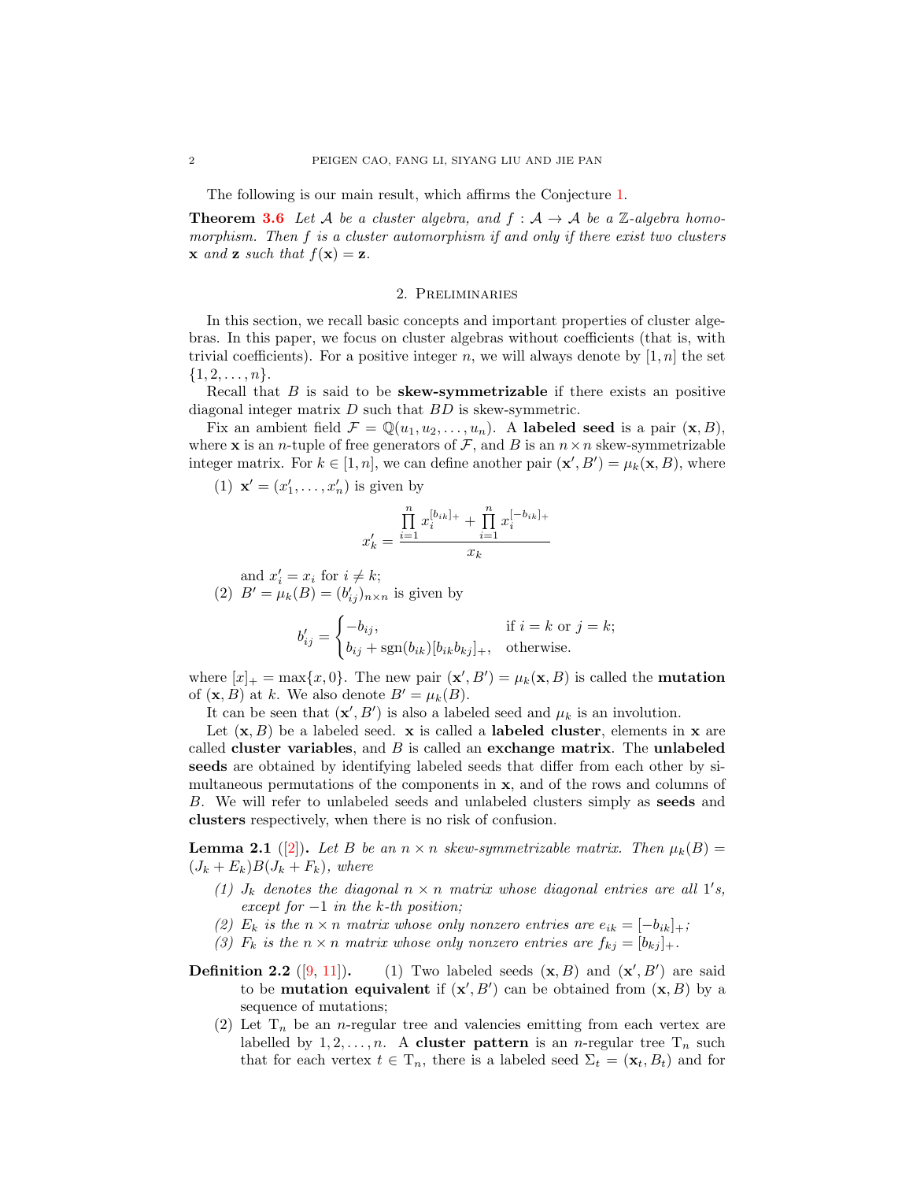The following is our main result, which affirms the Conjecture 1.

**Theorem 3.6** *Let $\mathcal{A}$ be a cluster algebra, and $f : \mathcal{A} \to \mathcal{A}$ be a $\mathbb{Z}$-algebra homomorphism. Then $f$ is a cluster automorphism if and only if there exist two clusters $\mathbf{x}$ and $\mathbf{z}$ such that $f(\mathbf{x}) = \mathbf{z}$.*

## 2. Preliminaries

In this section, we recall basic concepts and important properties of cluster algebras. In this paper, we focus on cluster algebras without coefficients (that is, with trivial coefficients). For a positive integer $n$, we will always denote by $[1, n]$ the set $\{1, 2, \ldots, n\}$.

Recall that $B$ is said to be **skew-symmetrizable** if there exists an positive diagonal integer matrix $D$ such that $BD$ is skew-symmetric.

Fix an ambient field $\mathcal{F} = \mathbb{Q}(u_1, u_2, \ldots, u_n)$. A **labeled seed** is a pair $(\mathbf{x}, B)$, where $\mathbf{x}$ is an $n$-tuple of free generators of $\mathcal{F}$, and $B$ is an $n \times n$ skew-symmetrizable integer matrix. For $k \in [1, n]$, we can define another pair $(\mathbf{x}', B') = \mu_k(\mathbf{x}, B)$, where

(1) $\mathbf{x}' = (x'_1, \ldots, x'_n)$ is given by

$$x'_k = \frac{\prod_{i=1}^{n} x_i^{[b_{ik}]_+} + \prod_{i=1}^{n} x_i^{[-b_{ik}]_+}}{x_k}$$

and $x'_i = x_i$ for $i \neq k$;

(2) $B' = \mu_k(B) = (b'_{ij})_{n \times n}$ is given by

$$b'_{ij} = \begin{cases} -b_{ij}, & \text{if } i = k \text{ or } j = k; \\ b_{ij} + \operatorname{sgn}(b_{ik})[b_{ik}b_{kj}]_+, & \text{otherwise.} \end{cases}$$

where $[x]_+ = \max\{x, 0\}$. The new pair $(\mathbf{x}', B') = \mu_k(\mathbf{x}, B)$ is called the **mutation** of $(\mathbf{x}, B)$ at $k$. We also denote $B' = \mu_k(B)$.

It can be seen that $(\mathbf{x}', B')$ is also a labeled seed and $\mu_k$ is an involution.

Let $(\mathbf{x}, B)$ be a labeled seed. $\mathbf{x}$ is called a **labeled cluster**, elements in $\mathbf{x}$ are called **cluster variables**, and $B$ is called an **exchange matrix**. The **unlabeled seeds** are obtained by identifying labeled seeds that differ from each other by simultaneous permutations of the components in $\mathbf{x}$, and of the rows and columns of $B$. We will refer to unlabeled seeds and unlabeled clusters simply as **seeds** and **clusters** respectively, when there is no risk of confusion.

**Lemma 2.1** ([2]). *Let $B$ be an $n \times n$ skew-symmetrizable matrix. Then $\mu_k(B) = (J_k + E_k)B(J_k + F_k)$, where*

*(1) $J_k$ denotes the diagonal $n \times n$ matrix whose diagonal entries are all $1'$s, except for $-1$ in the $k$-th position;*

*(2) $E_k$ is the $n \times n$ matrix whose only nonzero entries are $e_{ik} = [-b_{ik}]_+$;*

*(3) $F_k$ is the $n \times n$ matrix whose only nonzero entries are $f_{kj} = [b_{kj}]_+$.*

**Definition 2.2** ([9, 11]). (1) Two labeled seeds $(\mathbf{x}, B)$ and $(\mathbf{x}', B')$ are said to be **mutation equivalent** if $(\mathbf{x}', B')$ can be obtained from $(\mathbf{x}, B)$ by a sequence of mutations;

(2) Let $\mathrm{T}_n$ be an $n$-regular tree and valencies emitting from each vertex are labelled by $1, 2, \ldots, n$. A **cluster pattern** is an $n$-regular tree $\mathrm{T}_n$ such that for each vertex $t \in \mathrm{T}_n$, there is a labeled seed $\Sigma_t = (\mathbf{x}_t, B_t)$ and for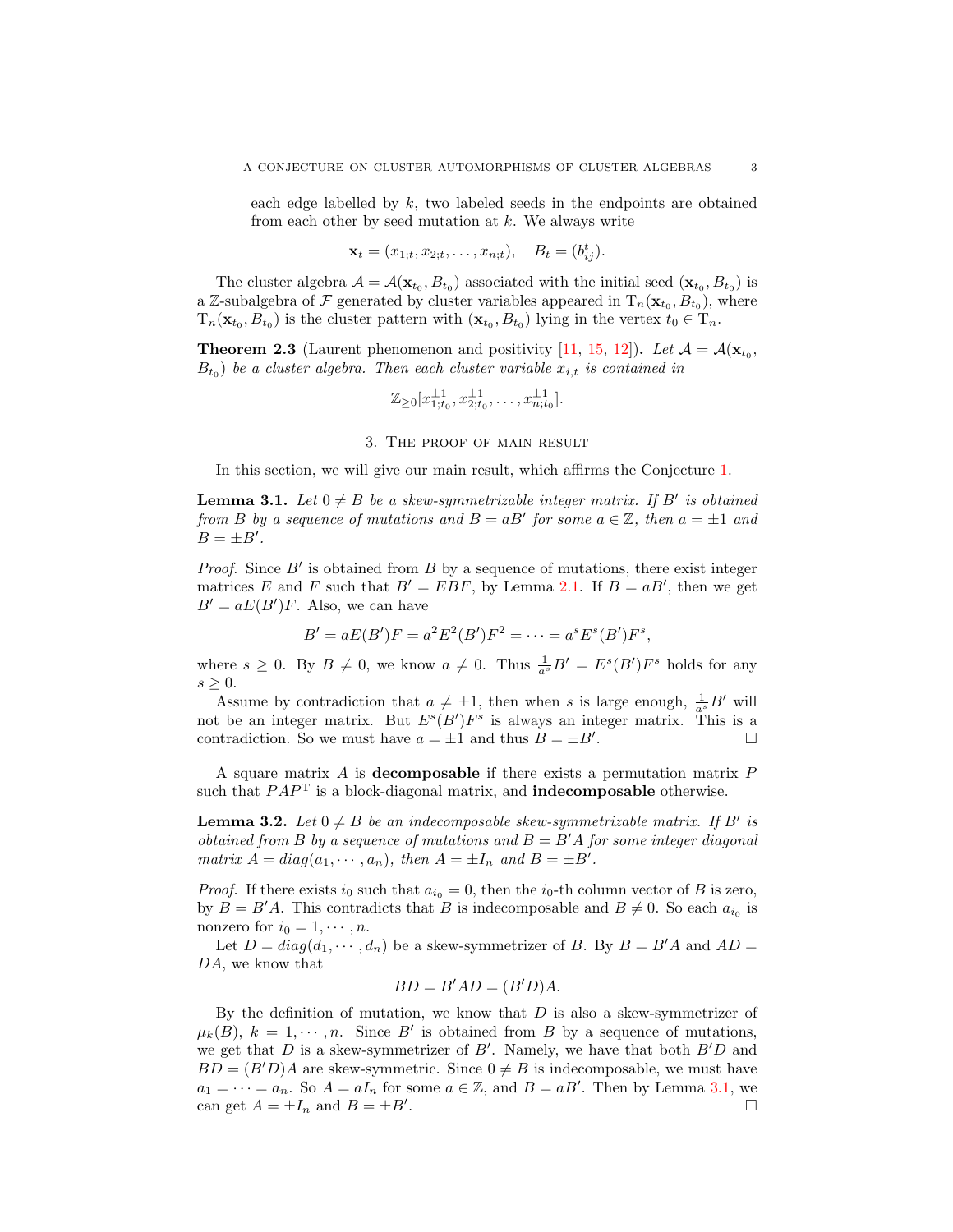each edge labelled by $k$, two labeled seeds in the endpoints are obtained from each other by seed mutation at $k$. We always write

$$\mathbf{x}_t = (x_{1;t}, x_{2;t}, \ldots, x_{n;t}), \quad B_t = (b_{ij}^t).$$

The cluster algebra $\mathcal{A} = \mathcal{A}(\mathbf{x}_{t_0}, B_{t_0})$ associated with the initial seed $(\mathbf{x}_{t_0}, B_{t_0})$ is a $\mathbb{Z}$-subalgebra of $\mathcal{F}$ generated by cluster variables appeared in $\mathrm{T}_n(\mathbf{x}_{t_0}, B_{t_0})$, where $\mathrm{T}_n(\mathbf{x}_{t_0}, B_{t_0})$ is the cluster pattern with $(\mathbf{x}_{t_0}, B_{t_0})$ lying in the vertex $t_0 \in \mathrm{T}_n$.

**Theorem 2.3** (Laurent phenomenon and positivity [11, 15, 12])**.** *Let $\mathcal{A} = \mathcal{A}(\mathbf{x}_{t_0}, B_{t_0})$ be a cluster algebra. Then each cluster variable $x_{i,t}$ is contained in*

$$\mathbb{Z}_{\geq 0}[x_{1;t_0}^{\pm 1}, x_{2;t_0}^{\pm 1}, \ldots, x_{n;t_0}^{\pm 1}].$$

## 3. The proof of main result

In this section, we will give our main result, which affirms the Conjecture 1.

**Lemma 3.1.** *Let $0 \neq B$ be a skew-symmetrizable integer matrix. If $B'$ is obtained from $B$ by a sequence of mutations and $B = aB'$ for some $a \in \mathbb{Z}$, then $a = \pm 1$ and $B = \pm B'$.*

*Proof.* Since $B'$ is obtained from $B$ by a sequence of mutations, there exist integer matrices $E$ and $F$ such that $B' = EBF$, by Lemma 2.1. If $B = aB'$, then we get $B' = aE(B')F$. Also, we can have

$$B' = aE(B')F = a^2E^2(B')F^2 = \cdots = a^sE^s(B')F^s,$$

where $s \geq 0$. By $B \neq 0$, we know $a \neq 0$. Thus $\frac{1}{a^s}B' = E^s(B')F^s$ holds for any $s \geq 0$.

Assume by contradiction that $a \neq \pm 1$, then when $s$ is large enough, $\frac{1}{a^s}B'$ will not be an integer matrix. But $E^s(B')F^s$ is always an integer matrix. This is a contradiction. So we must have $a = \pm 1$ and thus $B = \pm B'$. $\square$

A square matrix $A$ is **decomposable** if there exists a permutation matrix $P$ such that $PAP^{\mathrm{T}}$ is a block-diagonal matrix, and **indecomposable** otherwise.

**Lemma 3.2.** *Let $0 \neq B$ be an indecomposable skew-symmetrizable matrix. If $B'$ is obtained from $B$ by a sequence of mutations and $B = B'A$ for some integer diagonal matrix $A = diag(a_1, \cdots, a_n)$, then $A = \pm I_n$ and $B = \pm B'$.*

*Proof.* If there exists $i_0$ such that $a_{i_0} = 0$, then the $i_0$-th column vector of $B$ is zero, by $B = B'A$. This contradicts that $B$ is indecomposable and $B \neq 0$. So each $a_{i_0}$ is nonzero for $i_0 = 1, \cdots, n$.

Let $D = diag(d_1, \cdots, d_n)$ be a skew-symmetrizer of $B$. By $B = B'A$ and $AD = DA$, we know that

$$BD = B'AD = (B'D)A.$$

By the definition of mutation, we know that $D$ is also a skew-symmetrizer of $\mu_k(B)$, $k = 1, \cdots, n$. Since $B'$ is obtained from $B$ by a sequence of mutations, we get that $D$ is a skew-symmetrizer of $B'$. Namely, we have that both $B'D$ and $BD = (B'D)A$ are skew-symmetric. Since $0 \neq B$ is indecomposable, we must have $a_1 = \cdots = a_n$. So $A = aI_n$ for some $a \in \mathbb{Z}$, and $B = aB'$. Then by Lemma 3.1, we can get $A = \pm I_n$ and $B = \pm B'$. $\square$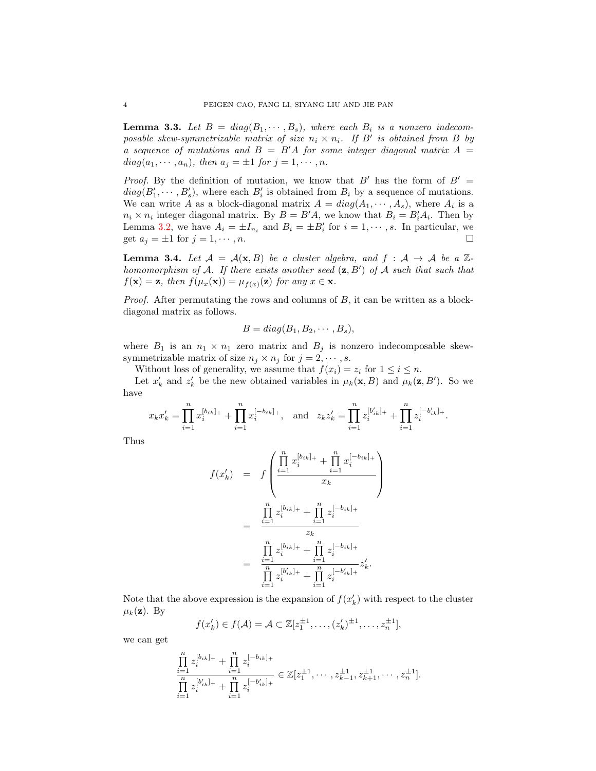**Lemma 3.3.** *Let $B = diag(B_1, \cdots, B_s)$, where each $B_i$ is a nonzero indecomposable skew-symmetrizable matrix of size $n_i \times n_i$. If $B'$ is obtained from $B$ by a sequence of mutations and $B = B'A$ for some integer diagonal matrix $A = diag(a_1, \cdots, a_n)$, then $a_j = \pm 1$ for $j = 1, \cdots, n$.*

*Proof.* By the definition of mutation, we know that $B'$ has the form of $B' = diag(B'_1, \cdots, B'_s)$, where each $B'_i$ is obtained from $B_i$ by a sequence of mutations. We can write $A$ as a block-diagonal matrix $A = diag(A_1, \cdots, A_s)$, where $A_i$ is a $n_i \times n_i$ integer diagonal matrix. By $B = B'A$, we know that $B_i = B'_i A_i$. Then by Lemma 3.2, we have $A_i = \pm I_{n_i}$ and $B_i = \pm B'_i$ for $i = 1, \cdots, s$. In particular, we get $a_j = \pm 1$ for $j = 1, \cdots, n$. □

**Lemma 3.4.** *Let $\mathcal{A} = \mathcal{A}(\mathbf{x}, B)$ be a cluster algebra, and $f : \mathcal{A} \to \mathcal{A}$ be a $\mathbb{Z}$-homomorphism of $\mathcal{A}$. If there exists another seed $(\mathbf{z}, B')$ of $\mathcal{A}$ such that such that $f(\mathbf{x}) = \mathbf{z}$, then $f(\mu_x(\mathbf{x})) = \mu_{f(x)}(\mathbf{z})$ for any $x \in \mathbf{x}$.*

*Proof.* After permutating the rows and columns of $B$, it can be written as a block-diagonal matrix as follows.

$$B = diag(B_1, B_2, \cdots, B_s),$$

where $B_1$ is an $n_1 \times n_1$ zero matrix and $B_j$ is nonzero indecomposable skew-symmetrizable matrix of size $n_j \times n_j$ for $j = 2, \cdots, s$.

Without loss of generality, we assume that $f(x_i) = z_i$ for $1 \le i \le n$.

Let $x'_k$ and $z'_k$ be the new obtained variables in $\mu_k(\mathbf{x}, B)$ and $\mu_k(\mathbf{z}, B')$. So we have

$$x_k x'_k = \prod_{i=1}^{n} x_i^{[b_{ik}]_+} + \prod_{i=1}^{n} x_i^{[-b_{ik}]_+}, \quad \text{and} \quad z_k z'_k = \prod_{i=1}^{n} z_i^{[b'_{ik}]_+} + \prod_{i=1}^{n} z_i^{[-b'_{ik}]_+}.$$

Thus

$$\begin{aligned} f(x'_k) &= f\left(\frac{\prod_{i=1}^{n} x_i^{[b_{ik}]_+} + \prod_{i=1}^{n} x_i^{[-b_{ik}]_+}}{x_k}\right) \\ &= \frac{\prod_{i=1}^{n} z_i^{[b_{ik}]_+} + \prod_{i=1}^{n} z_i^{[-b_{ik}]_+}}{z_k} \\ &= \frac{\prod_{i=1}^{n} z_i^{[b_{ik}]_+} + \prod_{i=1}^{n} z_i^{[-b_{ik}]_+}}{\prod_{i=1}^{n} z_i^{[b'_{ik}]_+} + \prod_{i=1}^{n} z_i^{[-b'_{ik}]_+}} z'_k. \end{aligned}$$

Note that the above expression is the expansion of $f(x'_k)$ with respect to the cluster $\mu_k(\mathbf{z})$. By

$$f(x'_k) \in f(\mathcal{A}) = \mathcal{A} \subset \mathbb{Z}[z_1^{\pm 1}, \ldots, (z'_k)^{\pm 1}, \ldots, z_n^{\pm 1}],$$

we can get

$$\frac{\prod_{i=1}^{n} z_i^{[b_{ik}]_+} + \prod_{i=1}^{n} z_i^{[-b_{ik}]_+}}{\prod_{i=1}^{n} z_i^{[b'_{ik}]_+} + \prod_{i=1}^{n} z_i^{[-b'_{ik}]_+}} \in \mathbb{Z}[z_1^{\pm 1}, \cdots, z_{k-1}^{\pm 1}, z_{k+1}^{\pm 1}, \cdots, z_n^{\pm 1}].$$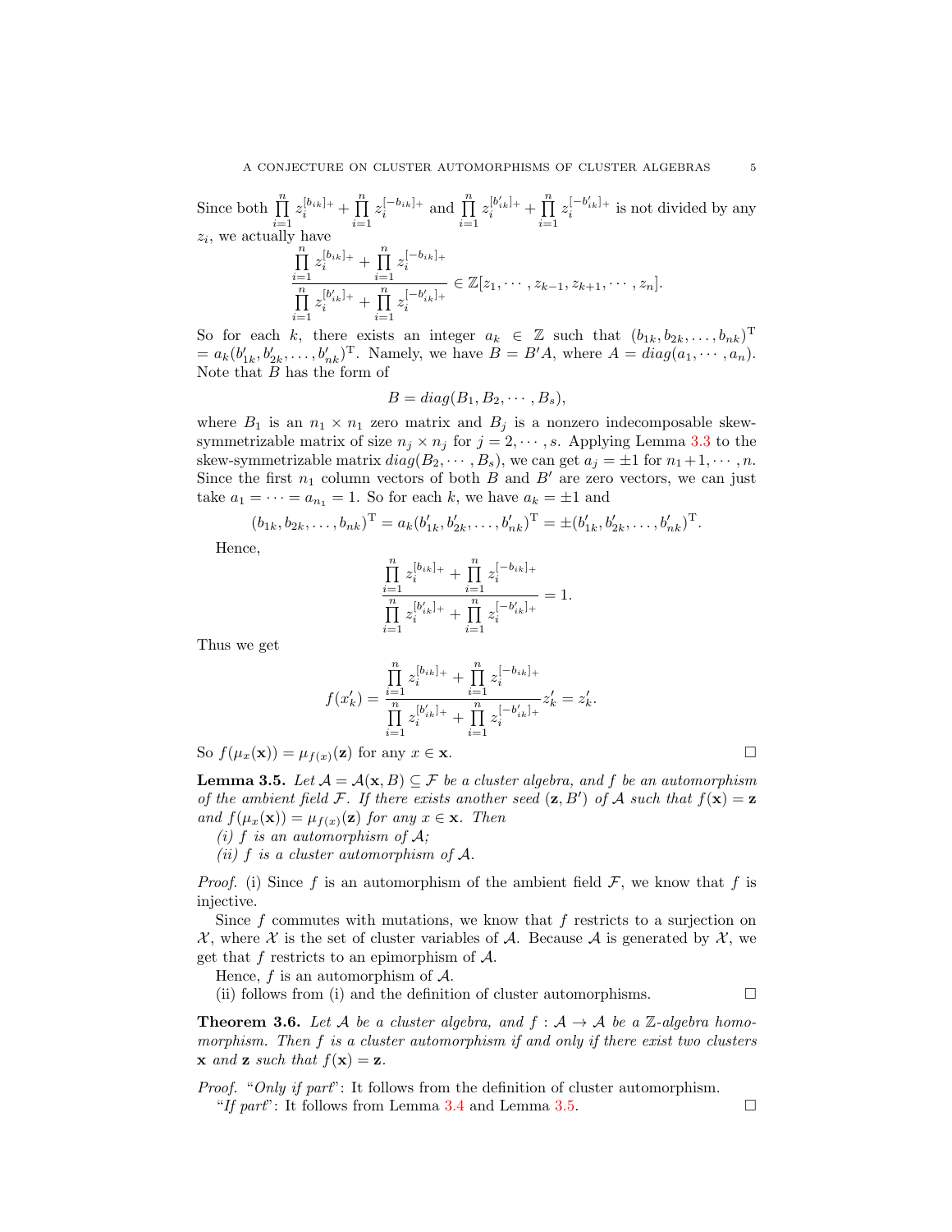Since both $\prod_{i=1}^{n} z_i^{[b_{ik}]_+} + \prod_{i=1}^{n} z_i^{[-b_{ik}]_+}$ and $\prod_{i=1}^{n} z_i^{[b'_{ik}]_+} + \prod_{i=1}^{n} z_i^{[-b'_{ik}]_+}$ is not divided by any $z_i$, we actually have

$$\frac{\prod_{i=1}^{n} z_i^{[b_{ik}]_+} + \prod_{i=1}^{n} z_i^{[-b_{ik}]_+}}{\prod_{i=1}^{n} z_i^{[b'_{ik}]_+} + \prod_{i=1}^{n} z_i^{[-b'_{ik}]_+}} \in \mathbb{Z}[z_1, \cdots, z_{k-1}, z_{k+1}, \cdots, z_n].$$

So for each $k$, there exists an integer $a_k \in \mathbb{Z}$ such that $(b_{1k}, b_{2k}, \ldots, b_{nk})^{\mathrm{T}} = a_k(b'_{1k}, b'_{2k}, \ldots, b'_{nk})^{\mathrm{T}}$. Namely, we have $B = B'A$, where $A = diag(a_1, \cdots, a_n)$. Note that $B$ has the form of

$$B = diag(B_1, B_2, \cdots, B_s),$$

where $B_1$ is an $n_1 \times n_1$ zero matrix and $B_j$ is a nonzero indecomposable skew-symmetrizable matrix of size $n_j \times n_j$ for $j = 2, \cdots, s$. Applying Lemma 3.3 to the skew-symmetrizable matrix $diag(B_2, \cdots, B_s)$, we can get $a_j = \pm 1$ for $n_1+1, \cdots, n$. Since the first $n_1$ column vectors of both $B$ and $B'$ are zero vectors, we can just take $a_1 = \cdots = a_{n_1} = 1$. So for each $k$, we have $a_k = \pm 1$ and

$$(b_{1k}, b_{2k}, \ldots, b_{nk})^{\mathrm{T}} = a_k(b'_{1k}, b'_{2k}, \ldots, b'_{nk})^{\mathrm{T}} = \pm(b'_{1k}, b'_{2k}, \ldots, b'_{nk})^{\mathrm{T}}.$$

Hence,

$$\frac{\prod_{i=1}^{n} z_i^{[b_{ik}]_+} + \prod_{i=1}^{n} z_i^{[-b_{ik}]_+}}{\prod_{i=1}^{n} z_i^{[b'_{ik}]_+} + \prod_{i=1}^{n} z_i^{[-b'_{ik}]_+}} = 1.$$

Thus we get

$$f(x'_k) = \frac{\prod_{i=1}^{n} z_i^{[b_{ik}]_+} + \prod_{i=1}^{n} z_i^{[-b_{ik}]_+}}{\prod_{i=1}^{n} z_i^{[b'_{ik}]_+} + \prod_{i=1}^{n} z_i^{[-b'_{ik}]_+}} z'_k = z'_k.$$

So $f(\mu_x(\mathbf{x})) = \mu_{f(x)}(\mathbf{z})$ for any $x \in \mathbf{x}$. □

**Lemma 3.5.** *Let $\mathcal{A} = \mathcal{A}(\mathbf{x}, B) \subseteq \mathcal{F}$ be a cluster algebra, and $f$ be an automorphism of the ambient field $\mathcal{F}$. If there exists another seed $(\mathbf{z}, B')$ of $\mathcal{A}$ such that $f(\mathbf{x}) = \mathbf{z}$ and $f(\mu_x(\mathbf{x})) = \mu_{f(x)}(\mathbf{z})$ for any $x \in \mathbf{x}$. Then*

*(i) $f$ is an automorphism of $\mathcal{A}$;*

*(ii) $f$ is a cluster automorphism of $\mathcal{A}$.*

*Proof.* (i) Since $f$ is an automorphism of the ambient field $\mathcal{F}$, we know that $f$ is injective.

Since $f$ commutes with mutations, we know that $f$ restricts to a surjection on $\mathcal{X}$, where $\mathcal{X}$ is the set of cluster variables of $\mathcal{A}$. Because $\mathcal{A}$ is generated by $\mathcal{X}$, we get that $f$ restricts to an epimorphism of $\mathcal{A}$.

Hence, $f$ is an automorphism of $\mathcal{A}$.

(ii) follows from (i) and the definition of cluster automorphisms. □

**Theorem 3.6.** *Let $\mathcal{A}$ be a cluster algebra, and $f : \mathcal{A} \to \mathcal{A}$ be a $\mathbb{Z}$-algebra homomorphism. Then $f$ is a cluster automorphism if and only if there exist two clusters $\mathbf{x}$ and $\mathbf{z}$ such that $f(\mathbf{x}) = \mathbf{z}$.*

*Proof.* "*Only if part*": It follows from the definition of cluster automorphism.

"*If part*": It follows from Lemma 3.4 and Lemma 3.5. □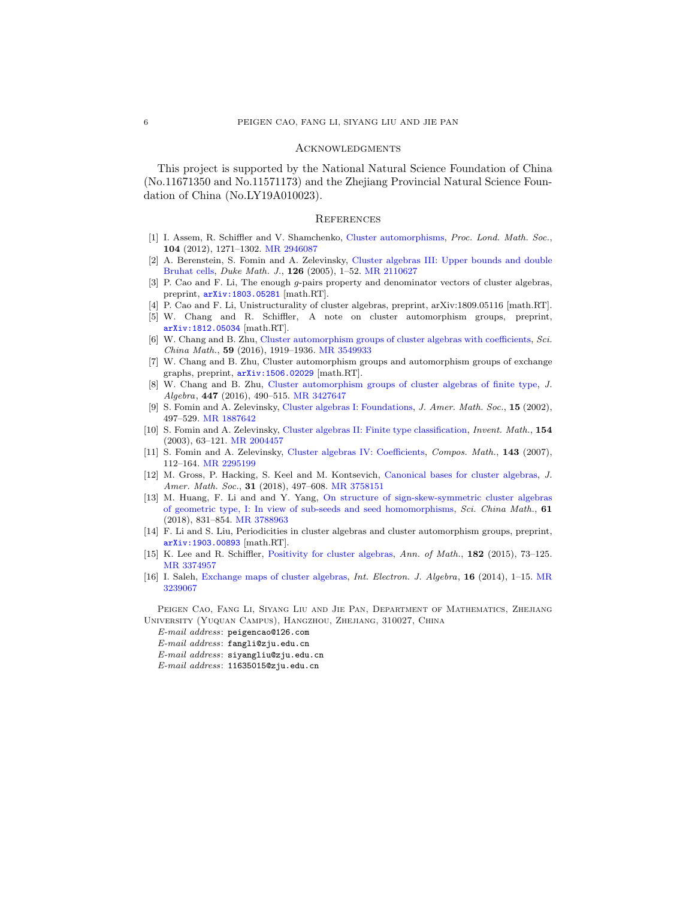## Acknowledgments

This project is supported by the National Natural Science Foundation of China (No.11671350 and No.11571173) and the Zhejiang Provincial Natural Science Foundation of China (No.LY19A010023).

## References

[1] I. Assem, R. Schiffler and V. Shamchenko, Cluster automorphisms, *Proc. Lond. Math. Soc.*, **104** (2012), 1271–1302. MR 2946087

[2] A. Berenstein, S. Fomin and A. Zelevinsky, Cluster algebras III: Upper bounds and double Bruhat cells, *Duke Math. J.*, **126** (2005), 1–52. MR 2110627

[3] P. Cao and F. Li, The enough $g$-pairs property and denominator vectors of cluster algebras, preprint, arXiv:1803.05281 [math.RT].

[4] P. Cao and F. Li, Unistructurality of cluster algebras, preprint, arXiv:1809.05116 [math.RT].

[5] W. Chang and R. Schiffler, A note on cluster automorphism groups, preprint, arXiv:1812.05034 [math.RT].

[6] W. Chang and B. Zhu, Cluster automorphism groups of cluster algebras with coefficients, *Sci. China Math.*, **59** (2016), 1919–1936. MR 3549933

[7] W. Chang and B. Zhu, Cluster automorphism groups and automorphism groups of exchange graphs, preprint, arXiv:1506.02029 [math.RT].

[8] W. Chang and B. Zhu, Cluster automorphism groups of cluster algebras of finite type, *J. Algebra*, **447** (2016), 490–515. MR 3427647

[9] S. Fomin and A. Zelevinsky, Cluster algebras I: Foundations, *J. Amer. Math. Soc.*, **15** (2002), 497–529. MR 1887642

[10] S. Fomin and A. Zelevinsky, Cluster algebras II: Finite type classification, *Invent. Math.*, **154** (2003), 63–121. MR 2004457

[11] S. Fomin and A. Zelevinsky, Cluster algebras IV: Coefficients, *Compos. Math.*, **143** (2007), 112–164. MR 2295199

[12] M. Gross, P. Hacking, S. Keel and M. Kontsevich, Canonical bases for cluster algebras, *J. Amer. Math. Soc.*, **31** (2018), 497–608. MR 3758151

[13] M. Huang, F. Li and and Y. Yang, On structure of sign-skew-symmetric cluster algebras of geometric type, I: In view of sub-seeds and seed homomorphisms, *Sci. China Math.*, **61** (2018), 831–854. MR 3788963

[14] F. Li and S. Liu, Periodicities in cluster algebras and cluster automorphism groups, preprint, arXiv:1903.00893 [math.RT].

[15] K. Lee and R. Schiffler, Positivity for cluster algebras, *Ann. of Math.*, **182** (2015), 73–125. MR 3374957

[16] I. Saleh, Exchange maps of cluster algebras, *Int. Electron. J. Algebra*, **16** (2014), 1–15. MR 3239067

Peigen Cao, Fang Li, Siyang Liu and Jie Pan, Department of Mathematics, Zhejiang University (Yuquan Campus), Hangzhou, Zhejiang, 310027, China

*E-mail address*: peigencao@126.com

*E-mail address*: fangli@zju.edu.cn

*E-mail address*: siyangliu@zju.edu.cn

*E-mail address*: 11635015@zju.edu.cn